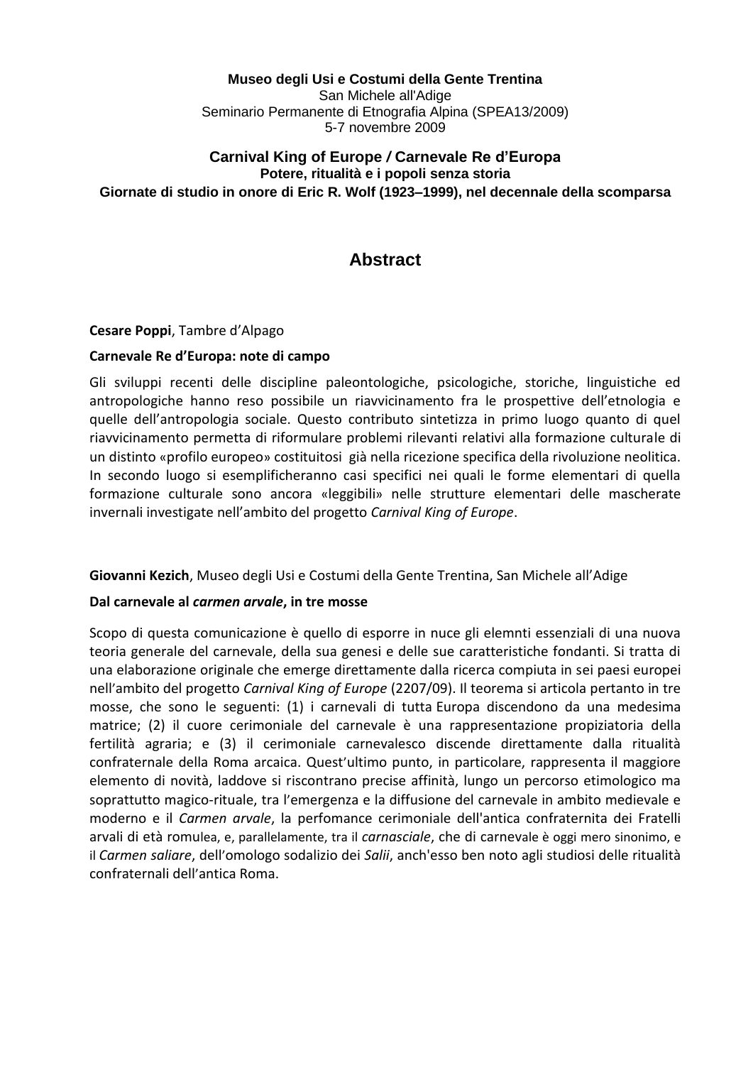**Museo degli Usi e Costumi della Gente Trentina**
San Michele all'Adige
Seminario Permanente di Etnografia Alpina (SPEA13/2009)
5-7 novembre 2009

**Carnival King of Europe / Carnevale Re d'Europa**
**Potere, ritualità e i popoli senza storia**
**Giornate di studio in onore di Eric R. Wolf (1923–1999), nel decennale della scomparsa**

# Abstract

**Cesare Poppi**, Tambre d'Alpago

**Carnevale Re d'Europa: note di campo**

Gli sviluppi recenti delle discipline paleontologiche, psicologiche, storiche, linguistiche ed antropologiche hanno reso possibile un riavvicinamento fra le prospettive dell'etnologia e quelle dell'antropologia sociale. Questo contributo sintetizza in primo luogo quanto di quel riavvicinamento permetta di riformulare problemi rilevanti relativi alla formazione culturale di un distinto «profilo europeo» costituitosi già nella ricezione specifica della rivoluzione neolitica. In secondo luogo si esemplificheranno casi specifici nei quali le forme elementari di quella formazione culturale sono ancora «leggibili» nelle strutture elementari delle mascherate invernali investigate nell'ambito del progetto *Carnival King of Europe*.

**Giovanni Kezich**, Museo degli Usi e Costumi della Gente Trentina, San Michele all'Adige

**Dal carnevale al *carmen arvale*, in tre mosse**

Scopo di questa comunicazione è quello di esporre in nuce gli elemnti essenziali di una nuova teoria generale del carnevale, della sua genesi e delle sue caratteristiche fondanti. Si tratta di una elaborazione originale che emerge direttamente dalla ricerca compiuta in sei paesi europei nell'ambito del progetto *Carnival King of Europe* (2207/09). Il teorema si articola pertanto in tre mosse, che sono le seguenti: (1) i carnevali di tutta Europa discendono da una medesima matrice; (2) il cuore cerimoniale del carnevale è una rappresentazione propiziatoria della fertilità agraria; e (3) il cerimoniale carnevalesco discende direttamente dalla ritualità confraternale della Roma arcaica. Quest'ultimo punto, in particolare, rappresenta il maggiore elemento di novità, laddove si riscontrano precise affinità, lungo un percorso etimologico ma soprattutto magico-rituale, tra l'emergenza e la diffusione del carnevale in ambito medievale e moderno e il *Carmen arvale*, la perfomance cerimoniale dell'antica confraternita dei Fratelli arvali di età romulea, e, parallelamente, tra il *carnasciale*, che di carnevale è oggi mero sinonimo, e il *Carmen saliare*, dell'omologo sodalizio dei *Salii*, anch'esso ben noto agli studiosi delle ritualità confraternali dell'antica Roma.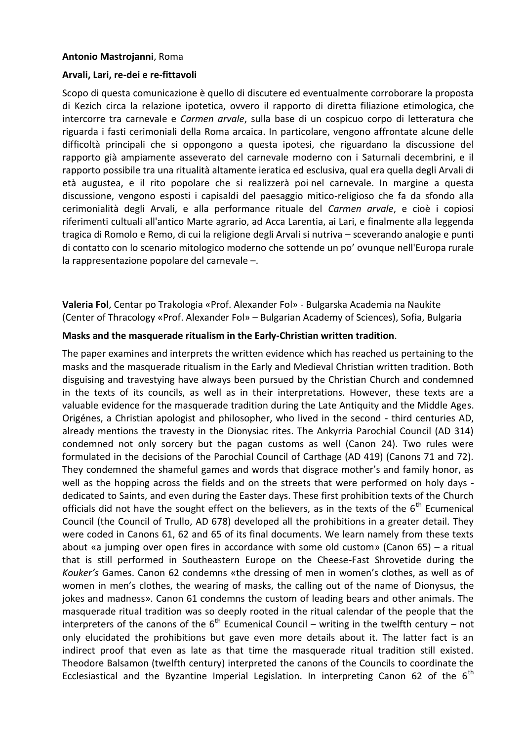**Antonio Mastrojanni**, Roma

**Arvali, Lari, re-dei e re-fittavoli**

Scopo di questa comunicazione è quello di discutere ed eventualmente corroborare la proposta di Kezich circa la relazione ipotetica, ovvero il rapporto di diretta filiazione etimologica, che intercorre tra carnevale e *Carmen arvale*, sulla base di un cospicuo corpo di letteratura che riguarda i fasti cerimoniali della Roma arcaica. In particolare, vengono affrontate alcune delle difficoltà principali che si oppongono a questa ipotesi, che riguardano la discussione del rapporto già ampiamente asseverato del carnevale moderno con i Saturnali decembrini, e il rapporto possibile tra una ritualità altamente ieratica ed esclusiva, qual era quella degli Arvali di età augustea, e il rito popolare che si realizzerà poi nel carnevale. In margine a questa discussione, vengono esposti i capisaldi del paesaggio mitico-religioso che fa da sfondo alla cerimonialità degli Arvali, e alla performance rituale del *Carmen arvale*, e cioè i copiosi riferimenti cultuali all'antico Marte agrario, ad Acca Larentia, ai Lari, e finalmente alla leggenda tragica di Romolo e Remo, di cui la religione degli Arvali si nutriva – sceverando analogie e punti di contatto con lo scenario mitologico moderno che sottende un po' ovunque nell'Europa rurale la rappresentazione popolare del carnevale –.

**Valeria Fol**, Centar po Trakologia «Prof. Alexander Fol» - Bulgarska Academia na Naukite (Center of Thracology «Prof. Alexander Fol» – Bulgarian Academy of Sciences), Sofia, Bulgaria

**Masks and the masquerade ritualism in the Early-Christian written tradition**.

The paper examines and interprets the written evidence which has reached us pertaining to the masks and the masquerade ritualism in the Early and Medieval Christian written tradition. Both disguising and travestying have always been pursued by the Christian Church and condemned in the texts of its councils, as well as in their interpretations. However, these texts are a valuable evidence for the masquerade tradition during the Late Antiquity and the Middle Ages. Origénes, a Christian apologist and philosopher, who lived in the second - third centuries AD, already mentions the travesty in the Dionysiac rites. The Ankyrria Parochial Council (AD 314) condemned not only sorcery but the pagan customs as well (Canon 24). Two rules were formulated in the decisions of the Parochial Council of Carthage (AD 419) (Canons 71 and 72). They condemned the shameful games and words that disgrace mother's and family honor, as well as the hopping across the fields and on the streets that were performed on holy days - dedicated to Saints, and even during the Easter days. These first prohibition texts of the Church officials did not have the sought effect on the believers, as in the texts of the 6th Ecumenical Council (the Council of Trullo, AD 678) developed all the prohibitions in a greater detail. They were coded in Canons 61, 62 and 65 of its final documents. We learn namely from these texts about «a jumping over open fires in accordance with some old custom» (Canon 65) – a ritual that is still performed in Southeastern Europe on the Cheese-Fast Shrovetide during the *Kouker's* Games. Canon 62 condemns «the dressing of men in women's clothes, as well as of women in men's clothes, the wearing of masks, the calling out of the name of Dionysus, the jokes and madness». Canon 61 condemns the custom of leading bears and other animals. The masquerade ritual tradition was so deeply rooted in the ritual calendar of the people that the interpreters of the canons of the 6th Ecumenical Council – writing in the twelfth century – not only elucidated the prohibitions but gave even more details about it. The latter fact is an indirect proof that even as late as that time the masquerade ritual tradition still existed. Theodore Balsamon (twelfth century) interpreted the canons of the Councils to coordinate the Ecclesiastical and the Byzantine Imperial Legislation. In interpreting Canon 62 of the 6th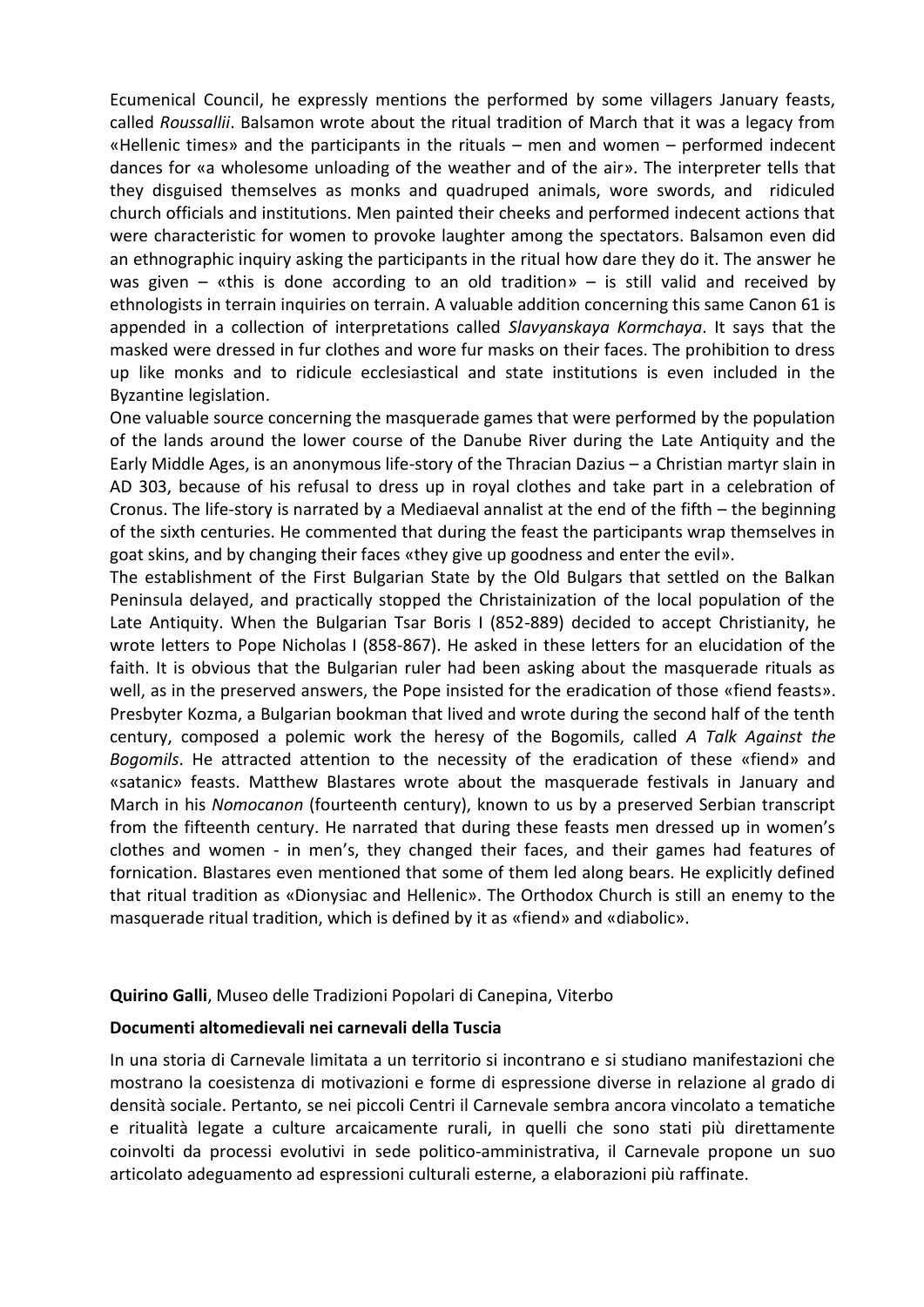Ecumenical Council, he expressly mentions the performed by some villagers January feasts, called *Roussallii*. Balsamon wrote about the ritual tradition of March that it was a legacy from «Hellenic times» and the participants in the rituals – men and women – performed indecent dances for «a wholesome unloading of the weather and of the air». The interpreter tells that they disguised themselves as monks and quadruped animals, wore swords, and ridiculed church officials and institutions. Men painted their cheeks and performed indecent actions that were characteristic for women to provoke laughter among the spectators. Balsamon even did an ethnographic inquiry asking the participants in the ritual how dare they do it. The answer he was given – «this is done according to an old tradition» – is still valid and received by ethnologists in terrain inquiries on terrain. A valuable addition concerning this same Canon 61 is appended in a collection of interpretations called *Slavyanskaya Kormchaya*. It says that the masked were dressed in fur clothes and wore fur masks on their faces. The prohibition to dress up like monks and to ridicule ecclesiastical and state institutions is even included in the Byzantine legislation.

One valuable source concerning the masquerade games that were performed by the population of the lands around the lower course of the Danube River during the Late Antiquity and the Early Middle Ages, is an anonymous life-story of the Thracian Dazius – a Christian martyr slain in AD 303, because of his refusal to dress up in royal clothes and take part in a celebration of Cronus. The life-story is narrated by a Mediaeval annalist at the end of the fifth – the beginning of the sixth centuries. He commented that during the feast the participants wrap themselves in goat skins, and by changing their faces «they give up goodness and enter the evil».

The establishment of the First Bulgarian State by the Old Bulgars that settled on the Balkan Peninsula delayed, and practically stopped the Christainization of the local population of the Late Antiquity. When the Bulgarian Tsar Boris I (852-889) decided to accept Christianity, he wrote letters to Pope Nicholas I (858-867). He asked in these letters for an elucidation of the faith. It is obvious that the Bulgarian ruler had been asking about the masquerade rituals as well, as in the preserved answers, the Pope insisted for the eradication of those «fiend feasts». Presbyter Kozma, a Bulgarian bookman that lived and wrote during the second half of the tenth century, composed a polemic work the heresy of the Bogomils, called *A Talk Against the Bogomils*. He attracted attention to the necessity of the eradication of these «fiend» and «satanic» feasts. Matthew Blastares wrote about the masquerade festivals in January and March in his *Nomocanon* (fourteenth century), known to us by a preserved Serbian transcript from the fifteenth century. He narrated that during these feasts men dressed up in women's clothes and women - in men's, they changed their faces, and their games had features of fornication. Blastares even mentioned that some of them led along bears. He explicitly defined that ritual tradition as «Dionysiac and Hellenic». The Orthodox Church is still an enemy to the masquerade ritual tradition, which is defined by it as «fiend» and «diabolic».

**Quirino Galli**, Museo delle Tradizioni Popolari di Canepina, Viterbo

**Documenti altomedievali nei carnevali della Tuscia**

In una storia di Carnevale limitata a un territorio si incontrano e si studiano manifestazioni che mostrano la coesistenza di motivazioni e forme di espressione diverse in relazione al grado di densità sociale. Pertanto, se nei piccoli Centri il Carnevale sembra ancora vincolato a tematiche e ritualità legate a culture arcaicamente rurali, in quelli che sono stati più direttamente coinvolti da processi evolutivi in sede politico-amministrativa, il Carnevale propone un suo articolato adeguamento ad espressioni culturali esterne, a elaborazioni più raffinate.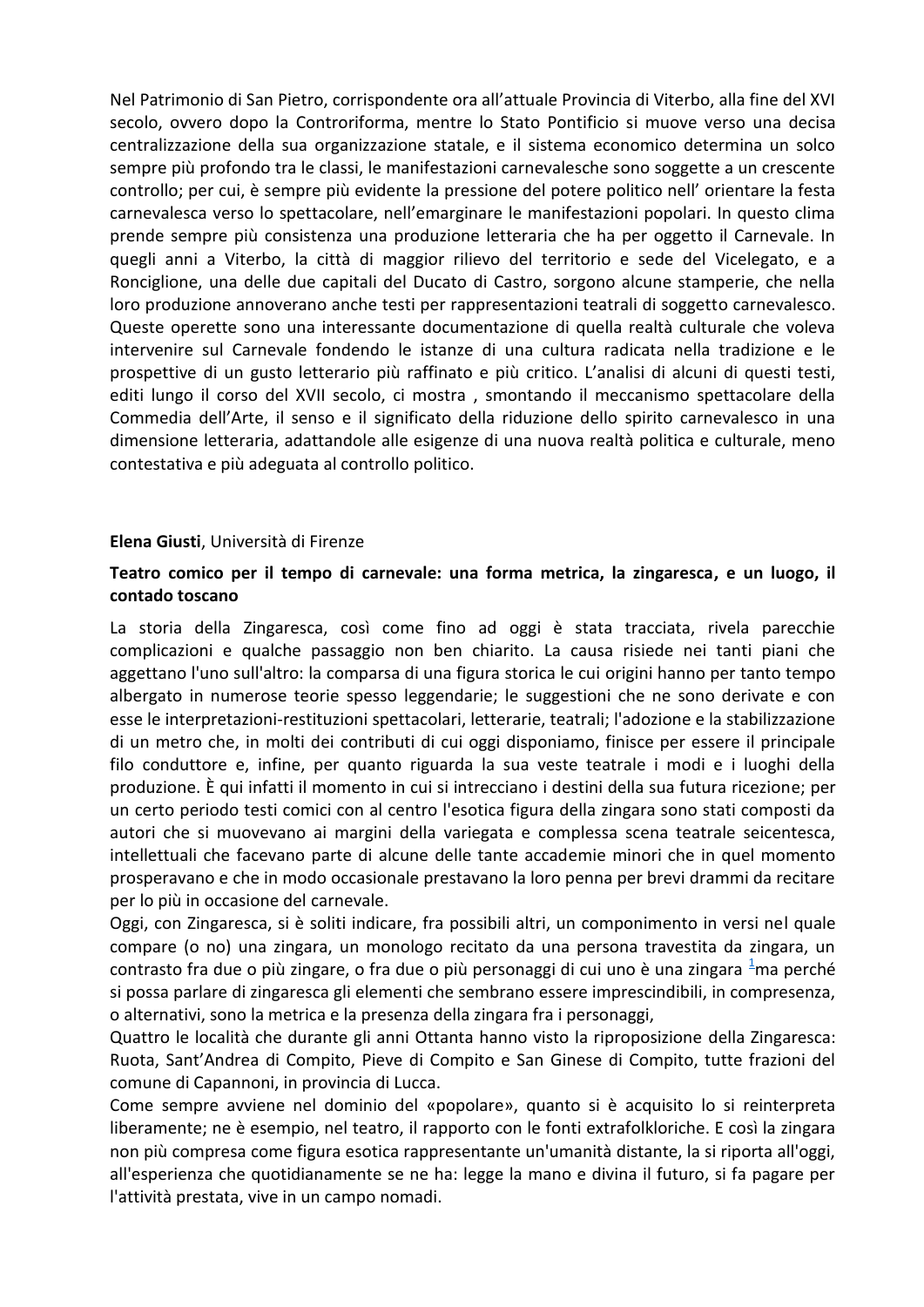Nel Patrimonio di San Pietro, corrispondente ora all'attuale Provincia di Viterbo, alla fine del XVI secolo, ovvero dopo la Controriforma, mentre lo Stato Pontificio si muove verso una decisa centralizzazione della sua organizzazione statale, e il sistema economico determina un solco sempre più profondo tra le classi, le manifestazioni carnevalesche sono soggette a un crescente controllo; per cui, è sempre più evidente la pressione del potere politico nell' orientare la festa carnevalesca verso lo spettacolare, nell'emarginare le manifestazioni popolari. In questo clima prende sempre più consistenza una produzione letteraria che ha per oggetto il Carnevale. In quegli anni a Viterbo, la città di maggior rilievo del territorio e sede del Vicelegato, e a Ronciglione, una delle due capitali del Ducato di Castro, sorgono alcune stamperie, che nella loro produzione annoverano anche testi per rappresentazioni teatrali di soggetto carnevalesco. Queste operette sono una interessante documentazione di quella realtà culturale che voleva intervenire sul Carnevale fondendo le istanze di una cultura radicata nella tradizione e le prospettive di un gusto letterario più raffinato e più critico. L'analisi di alcuni di questi testi, editi lungo il corso del XVII secolo, ci mostra , smontando il meccanismo spettacolare della Commedia dell'Arte, il senso e il significato della riduzione dello spirito carnevalesco in una dimensione letteraria, adattandole alle esigenze di una nuova realtà politica e culturale, meno contestativa e più adeguata al controllo politico.

**Elena Giusti**, Università di Firenze

**Teatro comico per il tempo di carnevale: una forma metrica, la zingaresca, e un luogo, il contado toscano**

La storia della Zingaresca, così come fino ad oggi è stata tracciata, rivela parecchie complicazioni e qualche passaggio non ben chiarito. La causa risiede nei tanti piani che aggettano l'uno sull'altro: la comparsa di una figura storica le cui origini hanno per tanto tempo albergato in numerose teorie spesso leggendarie; le suggestioni che ne sono derivate e con esse le interpretazioni-restituzioni spettacolari, letterarie, teatrali; l'adozione e la stabilizzazione di un metro che, in molti dei contributi di cui oggi disponiamo, finisce per essere il principale filo conduttore e, infine, per quanto riguarda la sua veste teatrale i modi e i luoghi della produzione. È qui infatti il momento in cui si intrecciano i destini della sua futura ricezione; per un certo periodo testi comici con al centro l'esotica figura della zingara sono stati composti da autori che si muovevano ai margini della variegata e complessa scena teatrale seicentesca, intellettuali che facevano parte di alcune delle tante accademie minori che in quel momento prosperavano e che in modo occasionale prestavano la loro penna per brevi drammi da recitare per lo più in occasione del carnevale.

Oggi, con Zingaresca, si è soliti indicare, fra possibili altri, un componimento in versi nel quale compare (o no) una zingara, un monologo recitato da una persona travestita da zingara, un contrasto fra due o più zingare, o fra due o più personaggi di cui uno è una zingara [1]ma perché si possa parlare di zingaresca gli elementi che sembrano essere imprescindibili, in compresenza, o alternativi, sono la metrica e la presenza della zingara fra i personaggi,

Quattro le località che durante gli anni Ottanta hanno visto la riproposizione della Zingaresca: Ruota, Sant'Andrea di Compito, Pieve di Compito e San Ginese di Compito, tutte frazioni del comune di Capannoni, in provincia di Lucca.

Come sempre avviene nel dominio del «popolare», quanto si è acquisito lo si reinterpreta liberamente; ne è esempio, nel teatro, il rapporto con le fonti extrafolkloriche. E così la zingara non più compresa come figura esotica rappresentante un'umanità distante, la si riporta all'oggi, all'esperienza che quotidianamente se ne ha: legge la mano e divina il futuro, si fa pagare per l'attività prestata, vive in un campo nomadi.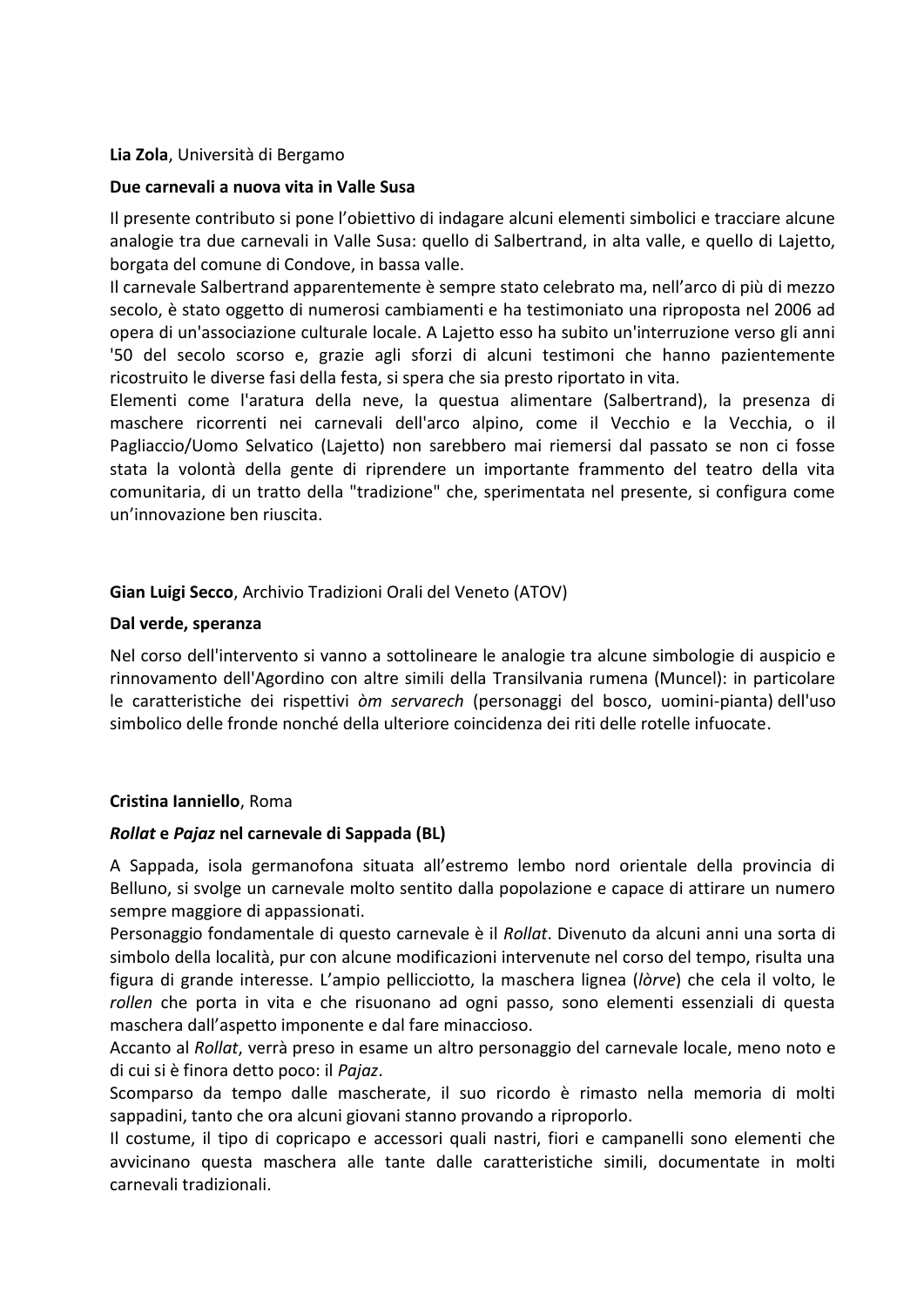**Lia Zola**, Università di Bergamo

**Due carnevali a nuova vita in Valle Susa**

Il presente contributo si pone l'obiettivo di indagare alcuni elementi simbolici e tracciare alcune analogie tra due carnevali in Valle Susa: quello di Salbertrand, in alta valle, e quello di Lajetto, borgata del comune di Condove, in bassa valle.
Il carnevale Salbertrand apparentemente è sempre stato celebrato ma, nell'arco di più di mezzo secolo, è stato oggetto di numerosi cambiamenti e ha testimoniato una riproposta nel 2006 ad opera di un'associazione culturale locale. A Lajetto esso ha subito un'interruzione verso gli anni '50 del secolo scorso e, grazie agli sforzi di alcuni testimoni che hanno pazientemente ricostruito le diverse fasi della festa, si spera che sia presto riportato in vita.
Elementi come l'aratura della neve, la questua alimentare (Salbertrand), la presenza di maschere ricorrenti nei carnevali dell'arco alpino, come il Vecchio e la Vecchia, o il Pagliaccio/Uomo Selvatico (Lajetto) non sarebbero mai riemersi dal passato se non ci fosse stata la volontà della gente di riprendere un importante frammento del teatro della vita comunitaria, di un tratto della "tradizione" che, sperimentata nel presente, si configura come un'innovazione ben riuscita.

**Gian Luigi Secco**, Archivio Tradizioni Orali del Veneto (ATOV)

**Dal verde, speranza**

Nel corso dell'intervento si vanno a sottolineare le analogie tra alcune simbologie di auspicio e rinnovamento dell'Agordino con altre simili della Transilvania rumena (Muncel): in particolare le caratteristiche dei rispettivi *òm servarech* (personaggi del bosco, uomini-pianta) dell'uso simbolico delle fronde nonché della ulteriore coincidenza dei riti delle rotelle infuocate.

**Cristina Ianniello**, Roma

***Rollat* e *Pajaz* nel carnevale di Sappada (BL)**

A Sappada, isola germanofona situata all'estremo lembo nord orientale della provincia di Belluno, si svolge un carnevale molto sentito dalla popolazione e capace di attirare un numero sempre maggiore di appassionati.
Personaggio fondamentale di questo carnevale è il *Rollat*. Divenuto da alcuni anni una sorta di simbolo della località, pur con alcune modificazioni intervenute nel corso del tempo, risulta una figura di grande interesse. L'ampio pellicciotto, la maschera lignea (*lòrve*) che cela il volto, le *rollen* che porta in vita e che risuonano ad ogni passo, sono elementi essenziali di questa maschera dall'aspetto imponente e dal fare minaccioso.
Accanto al *Rollat*, verrà preso in esame un altro personaggio del carnevale locale, meno noto e di cui si è finora detto poco: il *Pajaz*.
Scomparso da tempo dalle mascherate, il suo ricordo è rimasto nella memoria di molti sappadini, tanto che ora alcuni giovani stanno provando a riproporlo.
Il costume, il tipo di copricapo e accessori quali nastri, fiori e campanelli sono elementi che avvicinano questa maschera alle tante dalle caratteristiche simili, documentate in molti carnevali tradizionali.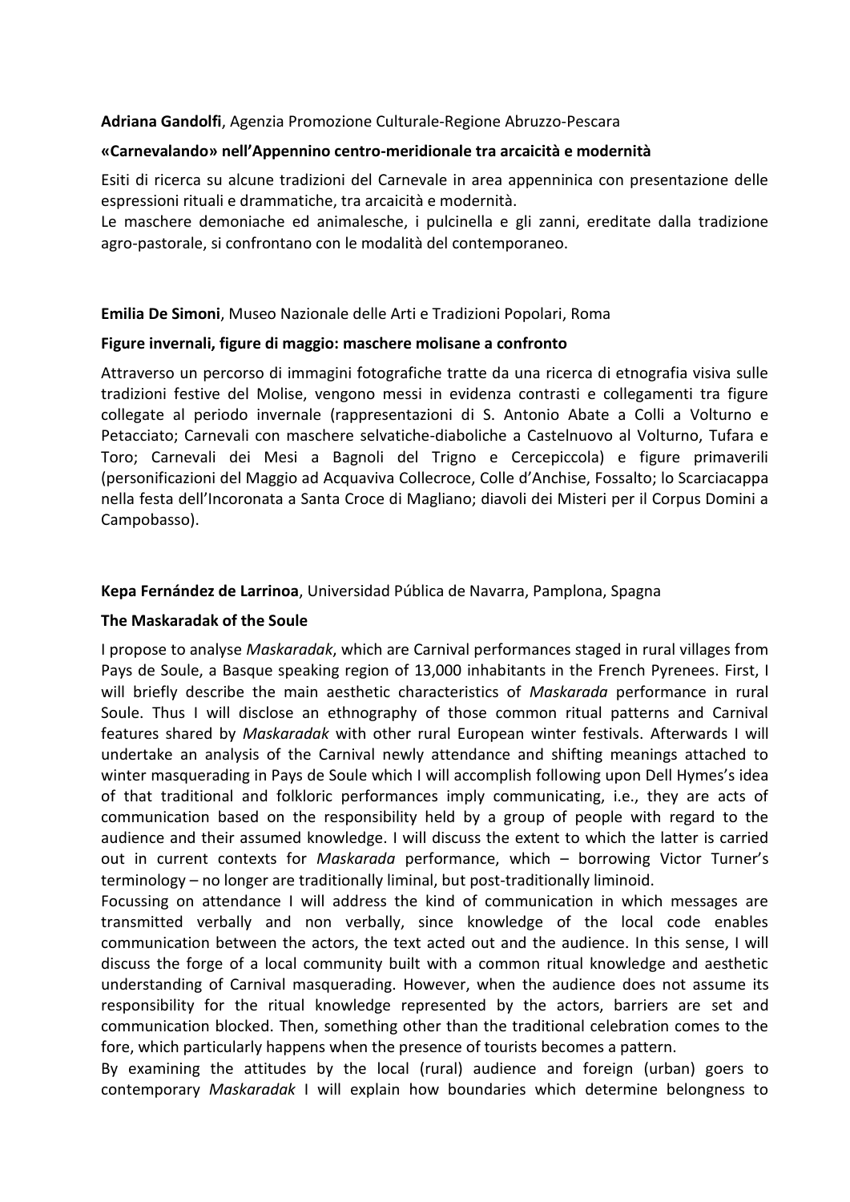**Adriana Gandolfi**, Agenzia Promozione Culturale-Regione Abruzzo-Pescara

**«Carnevalando» nell'Appennino centro-meridionale tra arcaicità e modernità**

Esiti di ricerca su alcune tradizioni del Carnevale in area appenninica con presentazione delle espressioni rituali e drammatiche, tra arcaicità e modernità.
Le maschere demoniache ed animalesche, i pulcinella e gli zanni, ereditate dalla tradizione agro-pastorale, si confrontano con le modalità del contemporaneo.

**Emilia De Simoni**, Museo Nazionale delle Arti e Tradizioni Popolari, Roma

**Figure invernali, figure di maggio: maschere molisane a confronto**

Attraverso un percorso di immagini fotografiche tratte da una ricerca di etnografia visiva sulle tradizioni festive del Molise, vengono messi in evidenza contrasti e collegamenti tra figure collegate al periodo invernale (rappresentazioni di S. Antonio Abate a Colli a Volturno e Petacciato; Carnevali con maschere selvatiche-diaboliche a Castelnuovo al Volturno, Tufara e Toro; Carnevali dei Mesi a Bagnoli del Trigno e Cercepiccola) e figure primaverili (personificazioni del Maggio ad Acquaviva Collecroce, Colle d'Anchise, Fossalto; lo Scarciacappa nella festa dell'Incoronata a Santa Croce di Magliano; diavoli dei Misteri per il Corpus Domini a Campobasso).

**Kepa Fernández de Larrinoa**, Universidad Pública de Navarra, Pamplona, Spagna

**The Maskaradak of the Soule**

I propose to analyse *Maskaradak*, which are Carnival performances staged in rural villages from Pays de Soule, a Basque speaking region of 13,000 inhabitants in the French Pyrenees. First, I will briefly describe the main aesthetic characteristics of *Maskarada* performance in rural Soule. Thus I will disclose an ethnography of those common ritual patterns and Carnival features shared by *Maskaradak* with other rural European winter festivals. Afterwards I will undertake an analysis of the Carnival newly attendance and shifting meanings attached to winter masquerading in Pays de Soule which I will accomplish following upon Dell Hymes's idea of that traditional and folkloric performances imply communicating, i.e., they are acts of communication based on the responsibility held by a group of people with regard to the audience and their assumed knowledge. I will discuss the extent to which the latter is carried out in current contexts for *Maskarada* performance, which – borrowing Victor Turner's terminology – no longer are traditionally liminal, but post-traditionally liminoid.
Focussing on attendance I will address the kind of communication in which messages are transmitted verbally and non verbally, since knowledge of the local code enables communication between the actors, the text acted out and the audience. In this sense, I will discuss the forge of a local community built with a common ritual knowledge and aesthetic understanding of Carnival masquerading. However, when the audience does not assume its responsibility for the ritual knowledge represented by the actors, barriers are set and communication blocked. Then, something other than the traditional celebration comes to the fore, which particularly happens when the presence of tourists becomes a pattern.
By examining the attitudes by the local (rural) audience and foreign (urban) goers to contemporary *Maskaradak* I will explain how boundaries which determine belongness to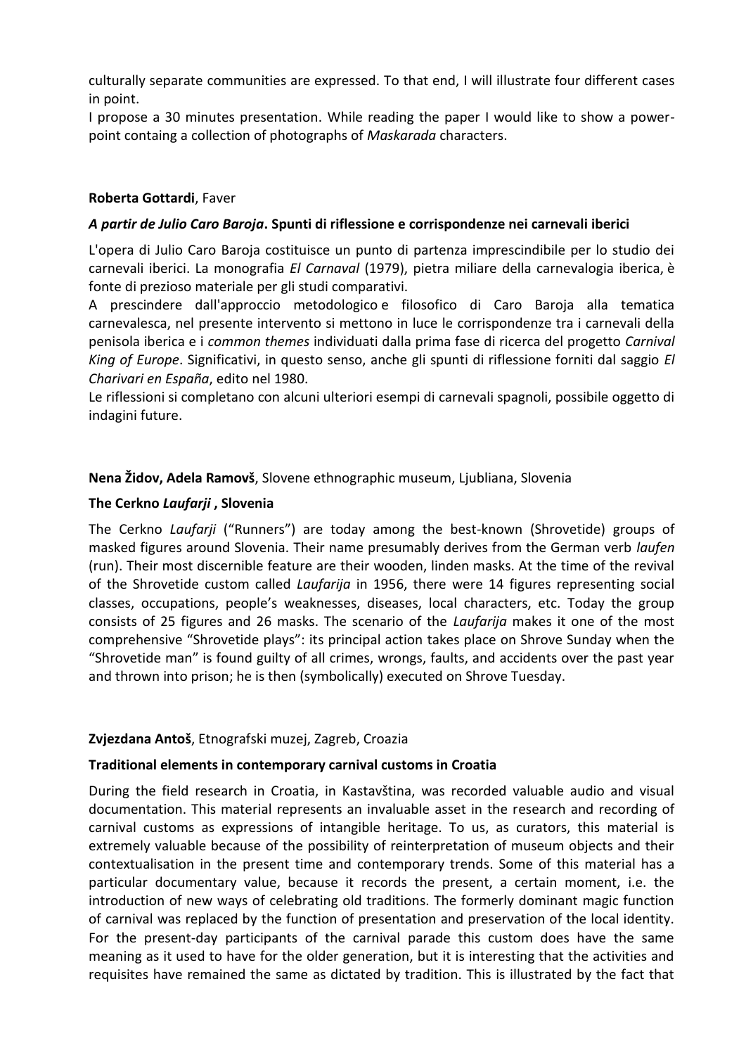culturally separate communities are expressed. To that end, I will illustrate four different cases in point.

I propose a 30 minutes presentation. While reading the paper I would like to show a power-point containg a collection of photographs of *Maskarada* characters.

**Roberta Gottardi**, Faver

***A partir de Julio Caro Baroja*. Spunti di riflessione e corrispondenze nei carnevali iberici**

L'opera di Julio Caro Baroja costituisce un punto di partenza imprescindibile per lo studio dei carnevali iberici. La monografia *El Carnaval* (1979), pietra miliare della carnevalogia iberica, è fonte di prezioso materiale per gli studi comparativi.

A prescindere dall'approccio metodologico e filosofico di Caro Baroja alla tematica carnevalesca, nel presente intervento si mettono in luce le corrispondenze tra i carnevali della penisola iberica e i *common themes* individuati dalla prima fase di ricerca del progetto *Carnival King of Europe*. Significativi, in questo senso, anche gli spunti di riflessione forniti dal saggio *El Charivari en España*, edito nel 1980.

Le riflessioni si completano con alcuni ulteriori esempi di carnevali spagnoli, possibile oggetto di indagini future.

**Nena Židov, Adela Ramovš**, Slovene ethnographic museum, Ljubliana, Slovenia

**The Cerkno *Laufarji* , Slovenia**

The Cerkno *Laufarji* ("Runners") are today among the best-known (Shrovetide) groups of masked figures around Slovenia. Their name presumably derives from the German verb *laufen* (run). Their most discernible feature are their wooden, linden masks. At the time of the revival of the Shrovetide custom called *Laufarija* in 1956, there were 14 figures representing social classes, occupations, people's weaknesses, diseases, local characters, etc. Today the group consists of 25 figures and 26 masks. The scenario of the *Laufarija* makes it one of the most comprehensive "Shrovetide plays": its principal action takes place on Shrove Sunday when the "Shrovetide man" is found guilty of all crimes, wrongs, faults, and accidents over the past year and thrown into prison; he is then (symbolically) executed on Shrove Tuesday.

**Zvjezdana Antoš**, Etnografski muzej, Zagreb, Croazia

**Traditional elements in contemporary carnival customs in Croatia**

During the field research in Croatia, in Kastavština, was recorded valuable audio and visual documentation. This material represents an invaluable asset in the research and recording of carnival customs as expressions of intangible heritage. To us, as curators, this material is extremely valuable because of the possibility of reinterpretation of museum objects and their contextualisation in the present time and contemporary trends. Some of this material has a particular documentary value, because it records the present, a certain moment, i.e. the introduction of new ways of celebrating old traditions. The formerly dominant magic function of carnival was replaced by the function of presentation and preservation of the local identity. For the present-day participants of the carnival parade this custom does have the same meaning as it used to have for the older generation, but it is interesting that the activities and requisites have remained the same as dictated by tradition. This is illustrated by the fact that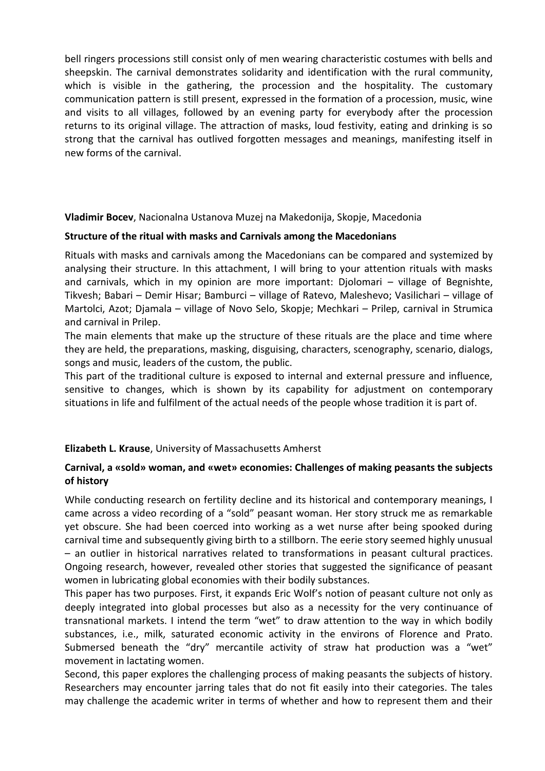bell ringers processions still consist only of men wearing characteristic costumes with bells and sheepskin. The carnival demonstrates solidarity and identification with the rural community, which is visible in the gathering, the procession and the hospitality. The customary communication pattern is still present, expressed in the formation of a procession, music, wine and visits to all villages, followed by an evening party for everybody after the procession returns to its original village. The attraction of masks, loud festivity, eating and drinking is so strong that the carnival has outlived forgotten messages and meanings, manifesting itself in new forms of the carnival.

**Vladimir Bocev**, Nacionalna Ustanova Muzej na Makedonija, Skopje, Macedonia

**Structure of the ritual with masks and Carnivals among the Macedonians**

Rituals with masks and carnivals among the Macedonians can be compared and systemized by analysing their structure. In this attachment, I will bring to your attention rituals with masks and carnivals, which in my opinion are more important: Djolomari – village of Begnishte, Tikvesh; Babari – Demir Hisar; Bamburci – village of Ratevo, Maleshevo; Vasilichari – village of Martolci, Azot; Djamala – village of Novo Selo, Skopje; Mechkari – Prilep, carnival in Strumica and carnival in Prilep.

The main elements that make up the structure of these rituals are the place and time where they are held, the preparations, masking, disguising, characters, scenography, scenario, dialogs, songs and music, leaders of the custom, the public.

This part of the traditional culture is exposed to internal and external pressure and influence, sensitive to changes, which is shown by its capability for adjustment on contemporary situations in life and fulfilment of the actual needs of the people whose tradition it is part of.

**Elizabeth L. Krause**, University of Massachusetts Amherst

**Carnival, a «sold» woman, and «wet» economies: Challenges of making peasants the subjects of history**

While conducting research on fertility decline and its historical and contemporary meanings, I came across a video recording of a "sold" peasant woman. Her story struck me as remarkable yet obscure. She had been coerced into working as a wet nurse after being spooked during carnival time and subsequently giving birth to a stillborn. The eerie story seemed highly unusual – an outlier in historical narratives related to transformations in peasant cultural practices. Ongoing research, however, revealed other stories that suggested the significance of peasant women in lubricating global economies with their bodily substances.

This paper has two purposes. First, it expands Eric Wolf's notion of peasant culture not only as deeply integrated into global processes but also as a necessity for the very continuance of transnational markets. I intend the term "wet" to draw attention to the way in which bodily substances, i.e., milk, saturated economic activity in the environs of Florence and Prato. Submersed beneath the "dry" mercantile activity of straw hat production was a "wet" movement in lactating women.

Second, this paper explores the challenging process of making peasants the subjects of history. Researchers may encounter jarring tales that do not fit easily into their categories. The tales may challenge the academic writer in terms of whether and how to represent them and their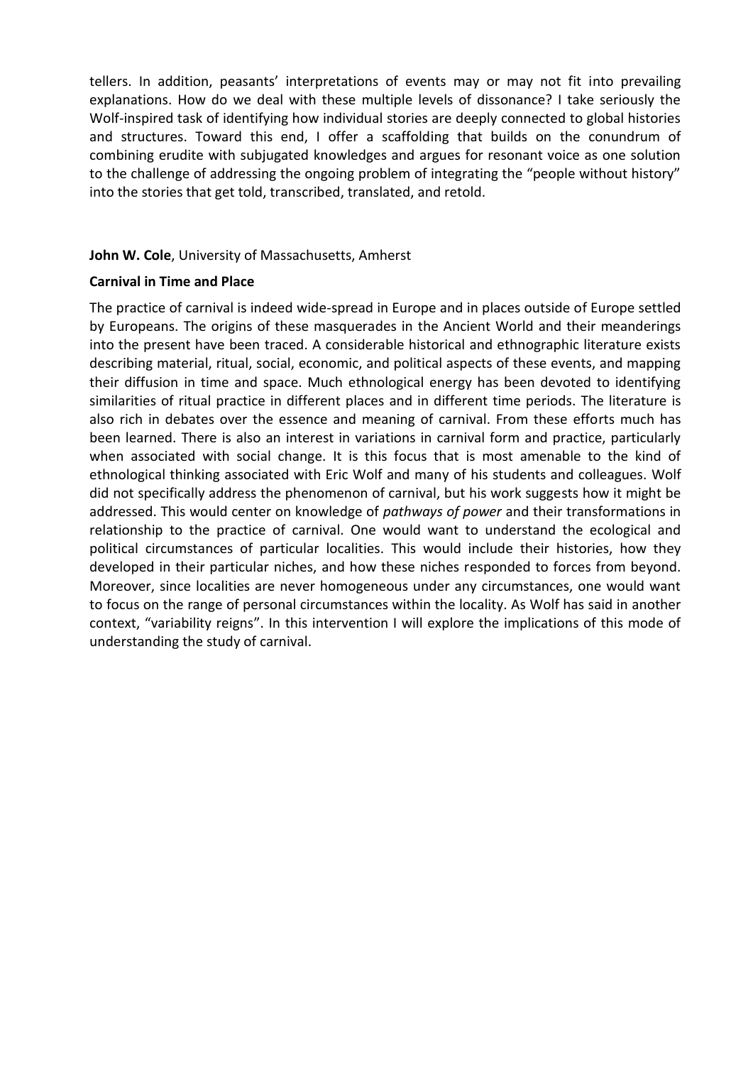tellers. In addition, peasants' interpretations of events may or may not fit into prevailing explanations. How do we deal with these multiple levels of dissonance? I take seriously the Wolf-inspired task of identifying how individual stories are deeply connected to global histories and structures. Toward this end, I offer a scaffolding that builds on the conundrum of combining erudite with subjugated knowledges and argues for resonant voice as one solution to the challenge of addressing the ongoing problem of integrating the "people without history" into the stories that get told, transcribed, translated, and retold.

**John W. Cole**, University of Massachusetts, Amherst

**Carnival in Time and Place**

The practice of carnival is indeed wide-spread in Europe and in places outside of Europe settled by Europeans. The origins of these masquerades in the Ancient World and their meanderings into the present have been traced. A considerable historical and ethnographic literature exists describing material, ritual, social, economic, and political aspects of these events, and mapping their diffusion in time and space. Much ethnological energy has been devoted to identifying similarities of ritual practice in different places and in different time periods. The literature is also rich in debates over the essence and meaning of carnival. From these efforts much has been learned. There is also an interest in variations in carnival form and practice, particularly when associated with social change. It is this focus that is most amenable to the kind of ethnological thinking associated with Eric Wolf and many of his students and colleagues. Wolf did not specifically address the phenomenon of carnival, but his work suggests how it might be addressed. This would center on knowledge of *pathways of power* and their transformations in relationship to the practice of carnival. One would want to understand the ecological and political circumstances of particular localities. This would include their histories, how they developed in their particular niches, and how these niches responded to forces from beyond. Moreover, since localities are never homogeneous under any circumstances, one would want to focus on the range of personal circumstances within the locality. As Wolf has said in another context, "variability reigns". In this intervention I will explore the implications of this mode of understanding the study of carnival.